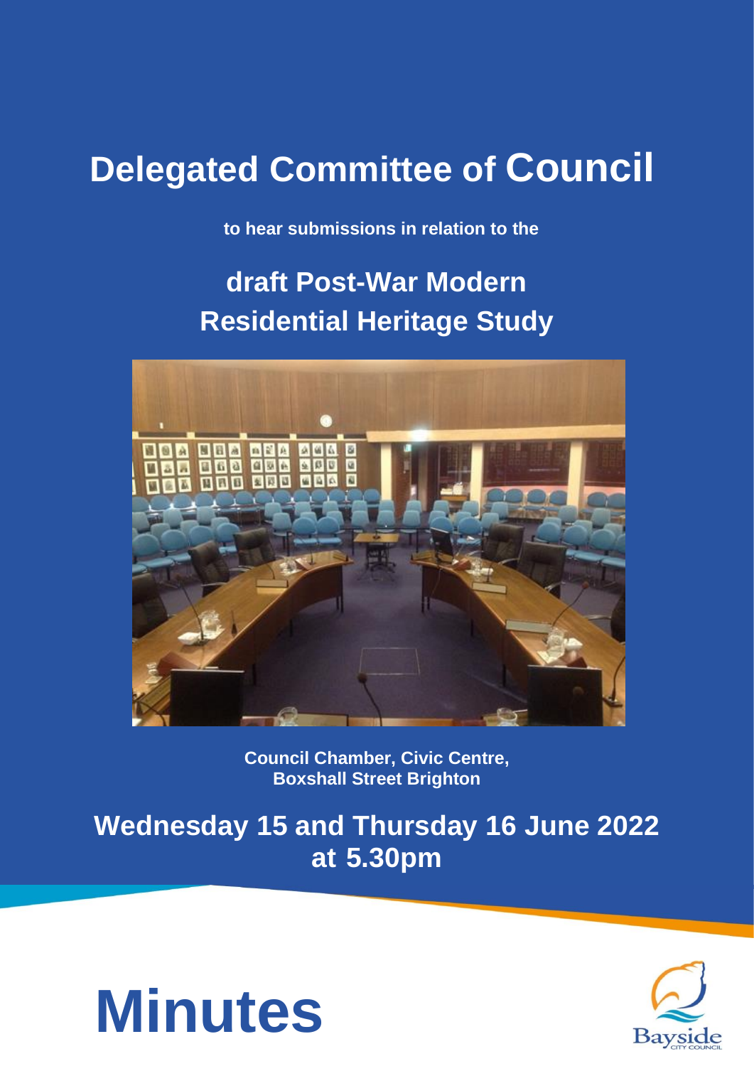# Delegated Committee of Council

**to hear submissions in relation to the**

## draft Post-War Modern Residential Heritage Study

**Council Chamber, Civic Centre, Boxshall Street Brighton**

## Wednesday 15 and Thursday 16 June 2022 at 5.30pm

# Minutes

Bayside CITY COUNCIL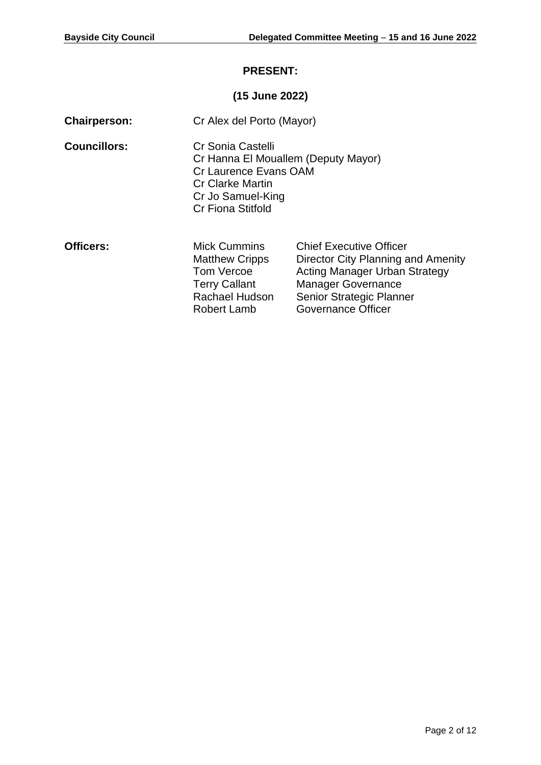## PRESENT:

### (15 June 2022)

**Chairperson:** Cr Alex del Porto (Mayor)

**Councillors:**
Cr Sonia Castelli
Cr Hanna El Mouallem (Deputy Mayor)
Cr Laurence Evans OAM
Cr Clarke Martin
Cr Jo Samuel-King
Cr Fiona Stitfold

**Officers:**

| | |
|---|---|
| Mick Cummins | Chief Executive Officer |
| Matthew Cripps | Director City Planning and Amenity |
| Tom Vercoe | Acting Manager Urban Strategy |
| Terry Callant | Manager Governance |
| Rachael Hudson | Senior Strategic Planner |
| Robert Lamb | Governance Officer |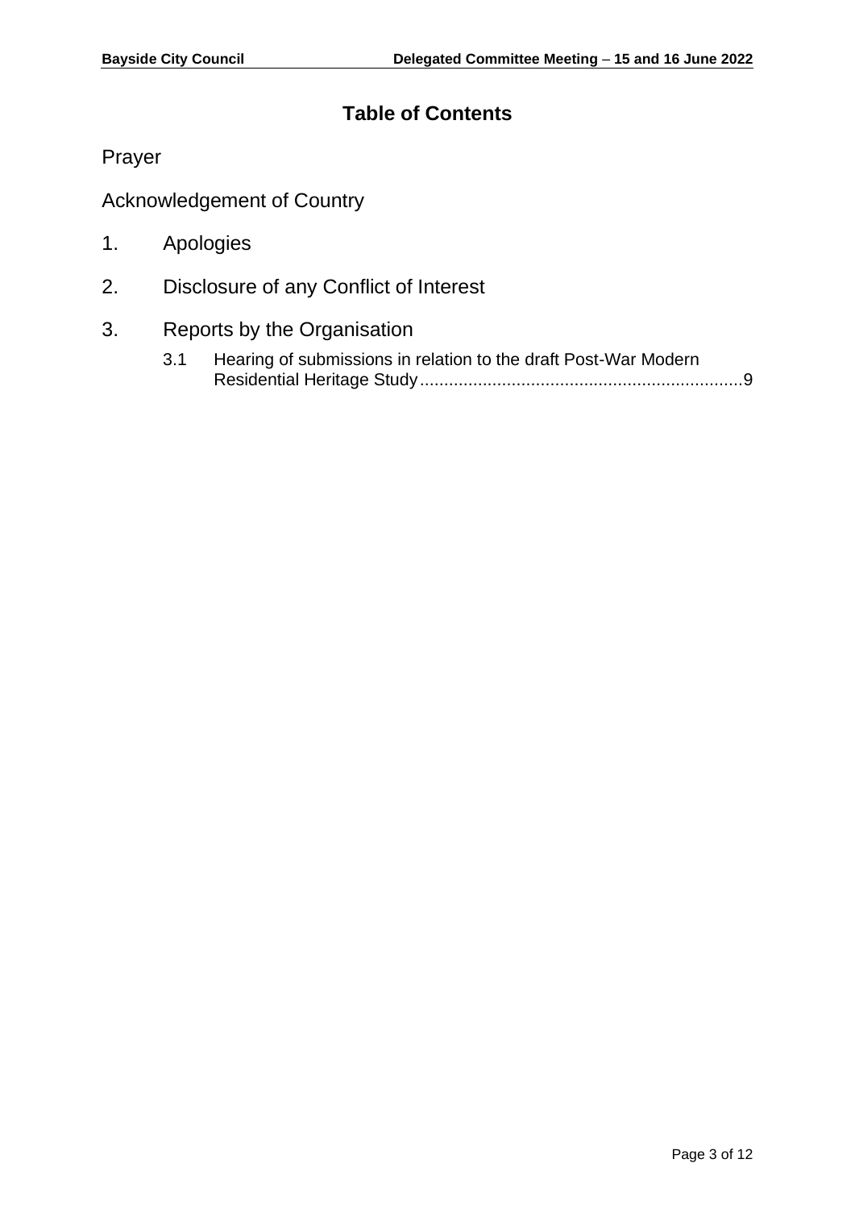# Table of Contents

Prayer

Acknowledgement of Country

1. Apologies

2. Disclosure of any Conflict of Interest

3. Reports by the Organisation

   3.1 Hearing of submissions in relation to the draft Post-War Modern Residential Heritage Study ........................................................................ 9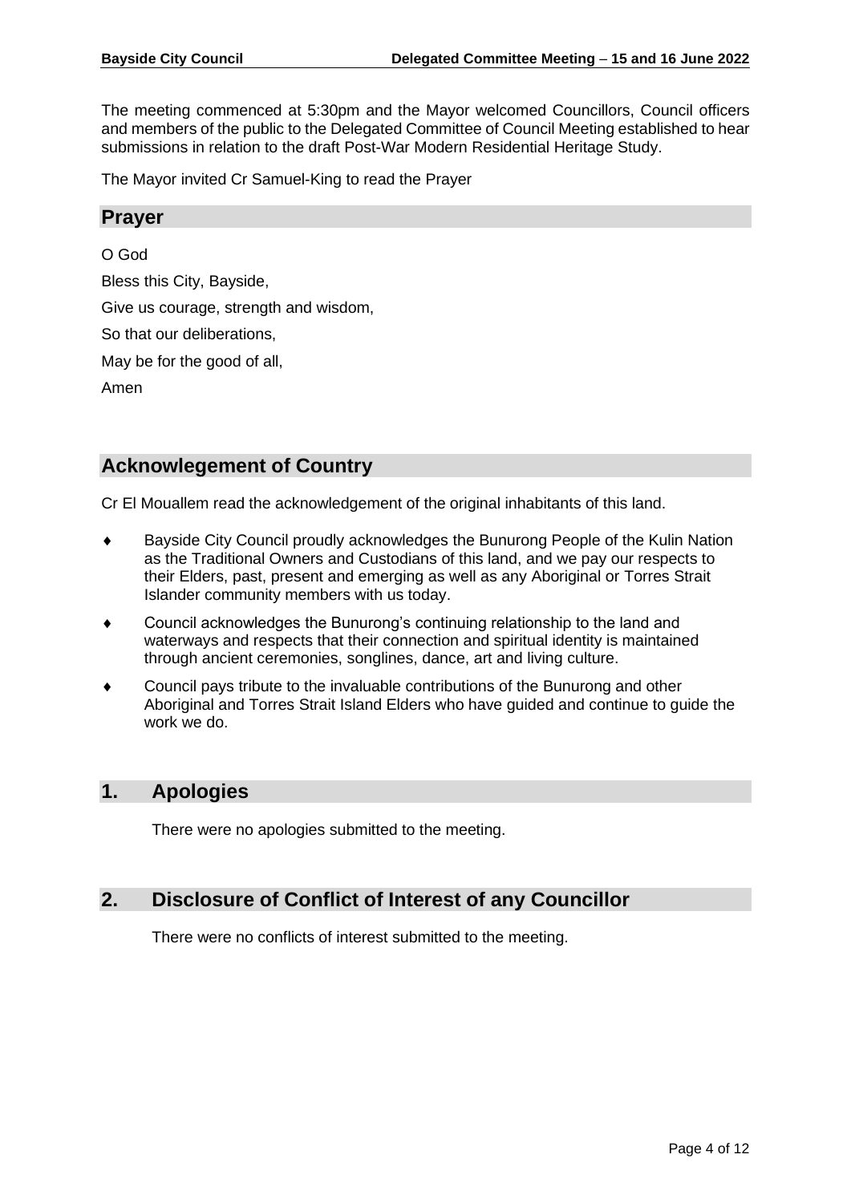The meeting commenced at 5:30pm and the Mayor welcomed Councillors, Council officers and members of the public to the Delegated Committee of Council Meeting established to hear submissions in relation to the draft Post-War Modern Residential Heritage Study.

The Mayor invited Cr Samuel-King to read the Prayer

## Prayer

O God

Bless this City, Bayside,

Give us courage, strength and wisdom,

So that our deliberations,

May be for the good of all,

Amen

## Acknowlegement of Country

Cr El Mouallem read the acknowledgement of the original inhabitants of this land.

- Bayside City Council proudly acknowledges the Bunurong People of the Kulin Nation as the Traditional Owners and Custodians of this land, and we pay our respects to their Elders, past, present and emerging as well as any Aboriginal or Torres Strait Islander community members with us today.
- Council acknowledges the Bunurong's continuing relationship to the land and waterways and respects that their connection and spiritual identity is maintained through ancient ceremonies, songlines, dance, art and living culture.
- Council pays tribute to the invaluable contributions of the Bunurong and other Aboriginal and Torres Strait Island Elders who have guided and continue to guide the work we do.

## 1. Apologies

There were no apologies submitted to the meeting.

## 2. Disclosure of Conflict of Interest of any Councillor

There were no conflicts of interest submitted to the meeting.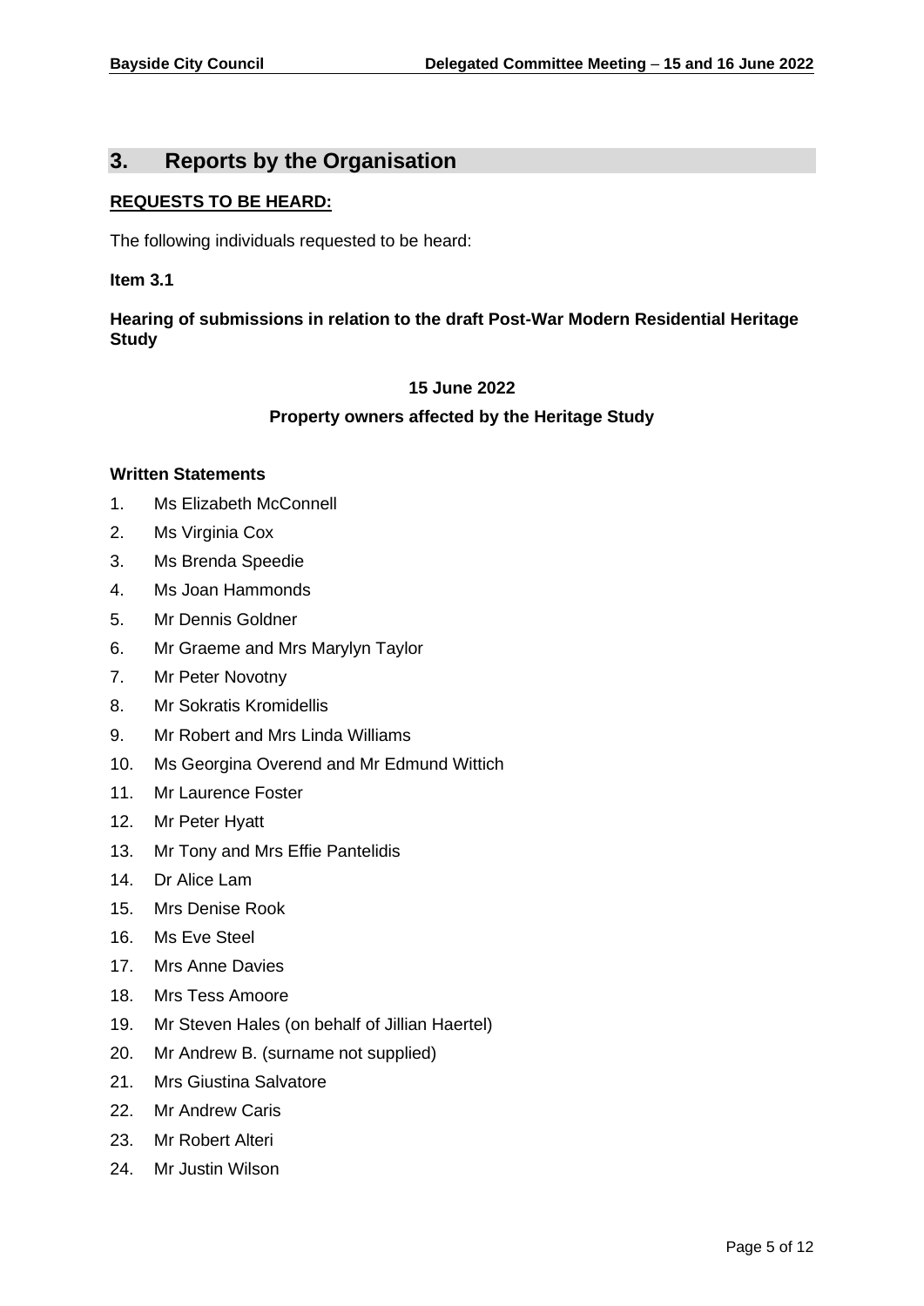## 3. Reports by the Organisation

**REQUESTS TO BE HEARD:**

The following individuals requested to be heard:

**Item 3.1**

**Hearing of submissions in relation to the draft Post-War Modern Residential Heritage Study**

**15 June 2022**

**Property owners affected by the Heritage Study**

**Written Statements**

1. Ms Elizabeth McConnell
2. Ms Virginia Cox
3. Ms Brenda Speedie
4. Ms Joan Hammonds
5. Mr Dennis Goldner
6. Mr Graeme and Mrs Marylyn Taylor
7. Mr Peter Novotny
8. Mr Sokratis Kromidellis
9. Mr Robert and Mrs Linda Williams
10. Ms Georgina Overend and Mr Edmund Wittich
11. Mr Laurence Foster
12. Mr Peter Hyatt
13. Mr Tony and Mrs Effie Pantelidis
14. Dr Alice Lam
15. Mrs Denise Rook
16. Ms Eve Steel
17. Mrs Anne Davies
18. Mrs Tess Amoore
19. Mr Steven Hales (on behalf of Jillian Haertel)
20. Mr Andrew B. (surname not supplied)
21. Mrs Giustina Salvatore
22. Mr Andrew Caris
23. Mr Robert Alteri
24. Mr Justin Wilson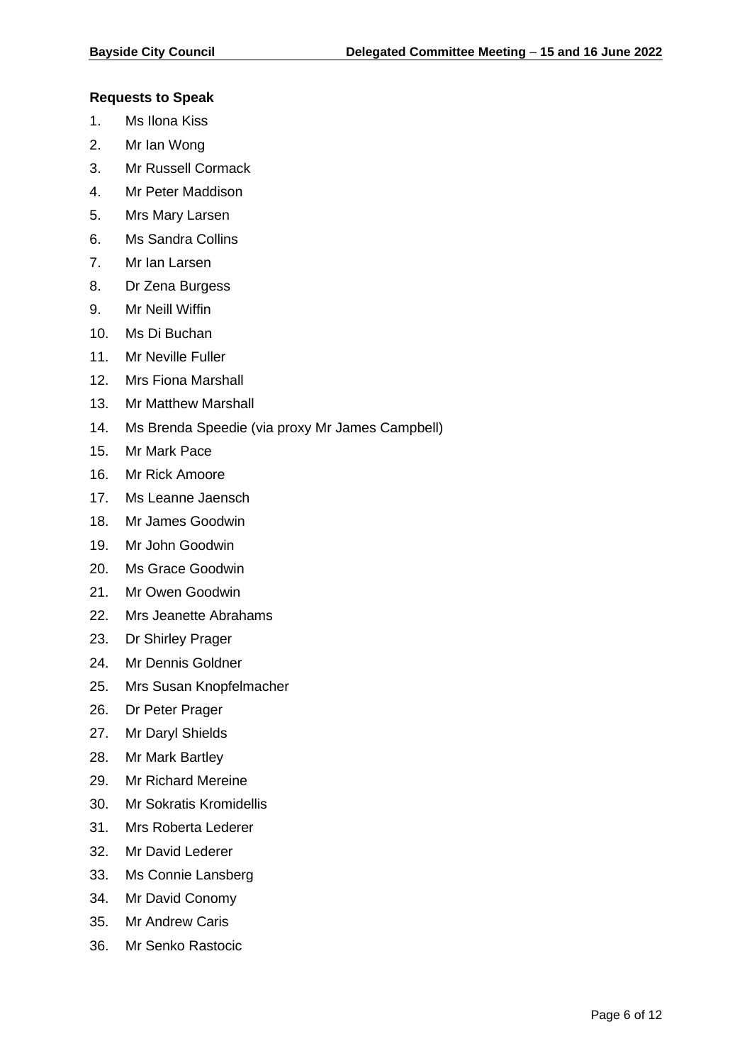**Requests to Speak**

1. Ms Ilona Kiss
2. Mr Ian Wong
3. Mr Russell Cormack
4. Mr Peter Maddison
5. Mrs Mary Larsen
6. Ms Sandra Collins
7. Mr Ian Larsen
8. Dr Zena Burgess
9. Mr Neill Wiffin
10. Ms Di Buchan
11. Mr Neville Fuller
12. Mrs Fiona Marshall
13. Mr Matthew Marshall
14. Ms Brenda Speedie (via proxy Mr James Campbell)
15. Mr Mark Pace
16. Mr Rick Amoore
17. Ms Leanne Jaensch
18. Mr James Goodwin
19. Mr John Goodwin
20. Ms Grace Goodwin
21. Mr Owen Goodwin
22. Mrs Jeanette Abrahams
23. Dr Shirley Prager
24. Mr Dennis Goldner
25. Mrs Susan Knopfelmacher
26. Dr Peter Prager
27. Mr Daryl Shields
28. Mr Mark Bartley
29. Mr Richard Mereine
30. Mr Sokratis Kromidellis
31. Mrs Roberta Lederer
32. Mr David Lederer
33. Ms Connie Lansberg
34. Mr David Conomy
35. Mr Andrew Caris
36. Mr Senko Rastocic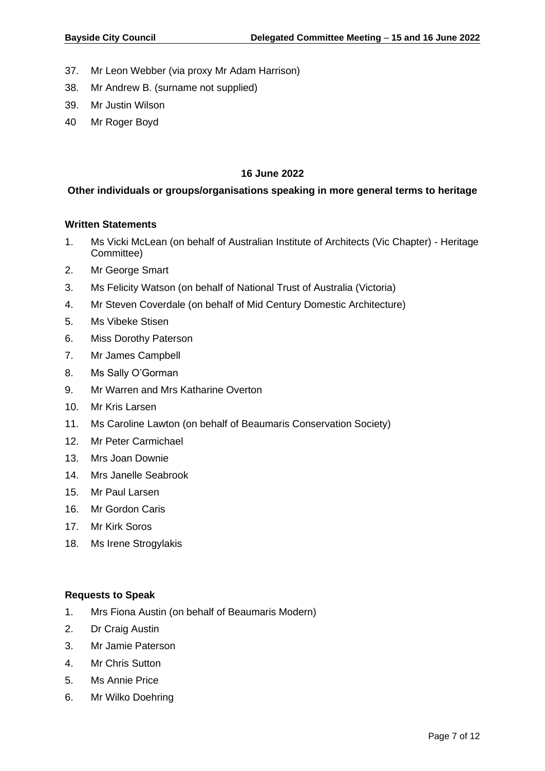37. Mr Leon Webber (via proxy Mr Adam Harrison)
38. Mr Andrew B. (surname not supplied)
39. Mr Justin Wilson
40. Mr Roger Boyd

## 16 June 2022

### Other individuals or groups/organisations speaking in more general terms to heritage

**Written Statements**

1. Ms Vicki McLean (on behalf of Australian Institute of Architects (Vic Chapter) - Heritage Committee)
2. Mr George Smart
3. Ms Felicity Watson (on behalf of National Trust of Australia (Victoria)
4. Mr Steven Coverdale (on behalf of Mid Century Domestic Architecture)
5. Ms Vibeke Stisen
6. Miss Dorothy Paterson
7. Mr James Campbell
8. Ms Sally O'Gorman
9. Mr Warren and Mrs Katharine Overton
10. Mr Kris Larsen
11. Ms Caroline Lawton (on behalf of Beaumaris Conservation Society)
12. Mr Peter Carmichael
13. Mrs Joan Downie
14. Mrs Janelle Seabrook
15. Mr Paul Larsen
16. Mr Gordon Caris
17. Mr Kirk Soros
18. Ms Irene Strogylakis

**Requests to Speak**

1. Mrs Fiona Austin (on behalf of Beaumaris Modern)
2. Dr Craig Austin
3. Mr Jamie Paterson
4. Mr Chris Sutton
5. Ms Annie Price
6. Mr Wilko Doehring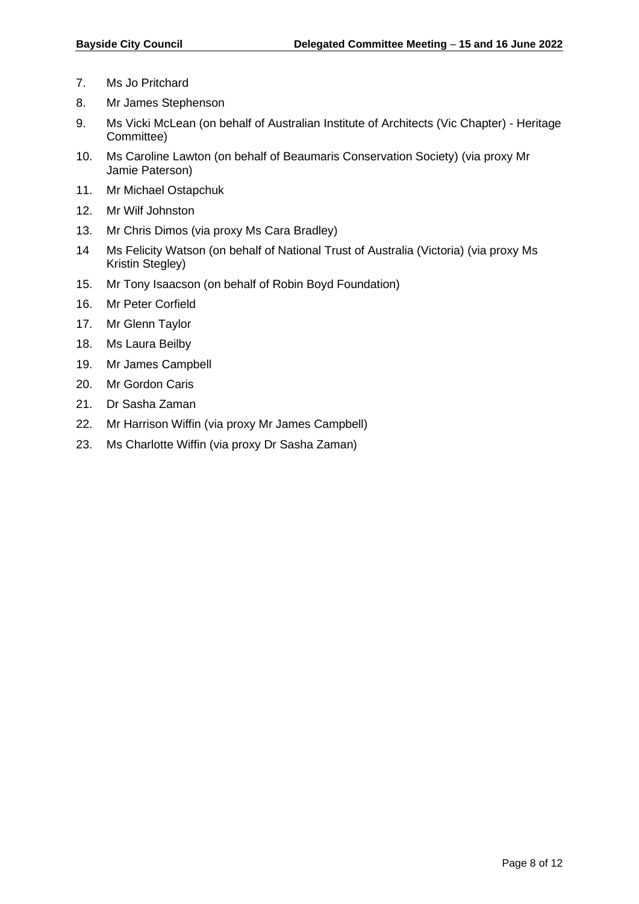7. Ms Jo Pritchard
8. Mr James Stephenson
9. Ms Vicki McLean (on behalf of Australian Institute of Architects (Vic Chapter) - Heritage Committee)
10. Ms Caroline Lawton (on behalf of Beaumaris Conservation Society) (via proxy Mr Jamie Paterson)
11. Mr Michael Ostapchuk
12. Mr Wilf Johnston
13. Mr Chris Dimos (via proxy Ms Cara Bradley)
14. Ms Felicity Watson (on behalf of National Trust of Australia (Victoria) (via proxy Ms Kristin Stegley)
15. Mr Tony Isaacson (on behalf of Robin Boyd Foundation)
16. Mr Peter Corfield
17. Mr Glenn Taylor
18. Ms Laura Beilby
19. Mr James Campbell
20. Mr Gordon Caris
21. Dr Sasha Zaman
22. Mr Harrison Wiffin (via proxy Mr James Campbell)
23. Ms Charlotte Wiffin (via proxy Dr Sasha Zaman)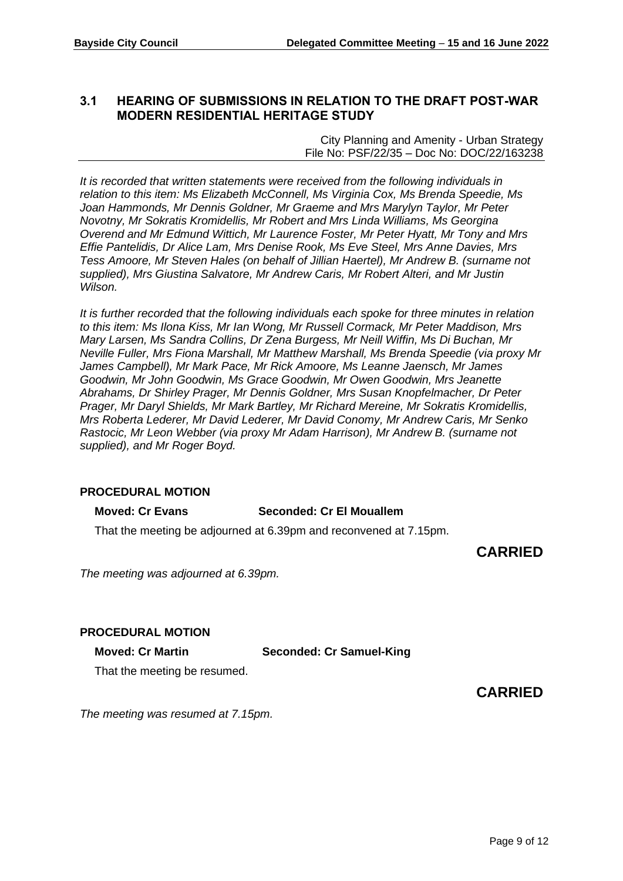## 3.1 HEARING OF SUBMISSIONS IN RELATION TO THE DRAFT POST-WAR MODERN RESIDENTIAL HERITAGE STUDY

City Planning and Amenity - Urban Strategy
File No: PSF/22/35 – Doc No: DOC/22/163238

*It is recorded that written statements were received from the following individuals in relation to this item: Ms Elizabeth McConnell, Ms Virginia Cox, Ms Brenda Speedie, Ms Joan Hammonds, Mr Dennis Goldner, Mr Graeme and Mrs Marylyn Taylor, Mr Peter Novotny, Mr Sokratis Kromidellis, Mr Robert and Mrs Linda Williams, Ms Georgina Overend and Mr Edmund Wittich, Mr Laurence Foster, Mr Peter Hyatt, Mr Tony and Mrs Effie Pantelidis, Dr Alice Lam, Mrs Denise Rook, Ms Eve Steel, Mrs Anne Davies, Mrs Tess Amoore, Mr Steven Hales (on behalf of Jillian Haertel), Mr Andrew B. (surname not supplied), Mrs Giustina Salvatore, Mr Andrew Caris, Mr Robert Alteri, and Mr Justin Wilson.*

*It is further recorded that the following individuals each spoke for three minutes in relation to this item: Ms Ilona Kiss, Mr Ian Wong, Mr Russell Cormack, Mr Peter Maddison, Mrs Mary Larsen, Ms Sandra Collins, Dr Zena Burgess, Mr Neill Wiffin, Ms Di Buchan, Mr Neville Fuller, Mrs Fiona Marshall, Mr Matthew Marshall, Ms Brenda Speedie (via proxy Mr James Campbell), Mr Mark Pace, Mr Rick Amoore, Ms Leanne Jaensch, Mr James Goodwin, Mr John Goodwin, Ms Grace Goodwin, Mr Owen Goodwin, Mrs Jeanette Abrahams, Dr Shirley Prager, Mr Dennis Goldner, Mrs Susan Knopfelmacher, Dr Peter Prager, Mr Daryl Shields, Mr Mark Bartley, Mr Richard Mereine, Mr Sokratis Kromidellis, Mrs Roberta Lederer, Mr David Lederer, Mr David Conomy, Mr Andrew Caris, Mr Senko Rastocic, Mr Leon Webber (via proxy Mr Adam Harrison), Mr Andrew B. (surname not supplied), and Mr Roger Boyd.*

**PROCEDURAL MOTION**

**Moved: Cr Evans** **Seconded: Cr El Mouallem**

That the meeting be adjourned at 6.39pm and reconvened at 7.15pm.

**CARRIED**

*The meeting was adjourned at 6.39pm.*

**PROCEDURAL MOTION**

**Moved: Cr Martin** **Seconded: Cr Samuel-King**

That the meeting be resumed.

**CARRIED**

*The meeting was resumed at 7.15pm.*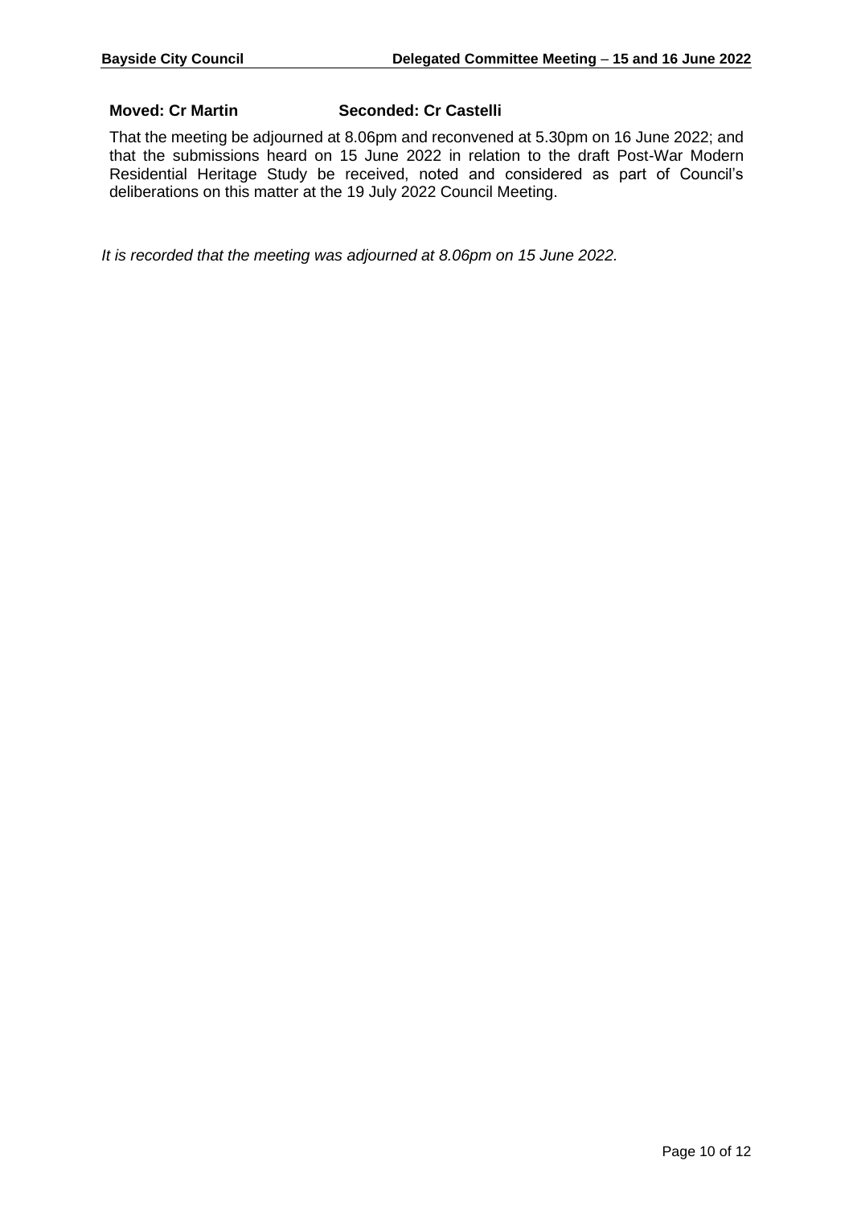**Moved: Cr Martin** **Seconded: Cr Castelli**

That the meeting be adjourned at 8.06pm and reconvened at 5.30pm on 16 June 2022; and that the submissions heard on 15 June 2022 in relation to the draft Post-War Modern Residential Heritage Study be received, noted and considered as part of Council's deliberations on this matter at the 19 July 2022 Council Meeting.

*It is recorded that the meeting was adjourned at 8.06pm on 15 June 2022.*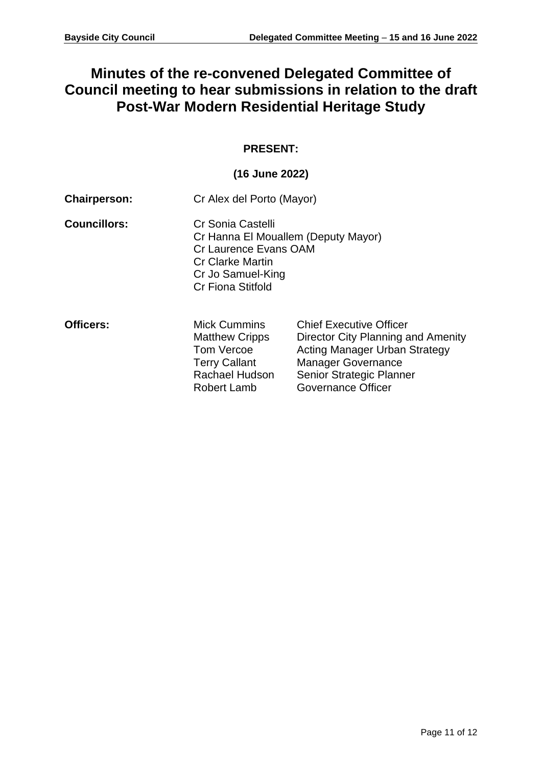# Minutes of the re-convened Delegated Committee of Council meeting to hear submissions in relation to the draft Post-War Modern Residential Heritage Study

**PRESENT:**

**(16 June 2022)**

**Chairperson:** Cr Alex del Porto (Mayor)

**Councillors:**
Cr Sonia Castelli
Cr Hanna El Mouallem (Deputy Mayor)
Cr Laurence Evans OAM
Cr Clarke Martin
Cr Jo Samuel-King
Cr Fiona Stitfold

**Officers:**

| | |
|---|---|
| Mick Cummins | Chief Executive Officer |
| Matthew Cripps | Director City Planning and Amenity |
| Tom Vercoe | Acting Manager Urban Strategy |
| Terry Callant | Manager Governance |
| Rachael Hudson | Senior Strategic Planner |
| Robert Lamb | Governance Officer |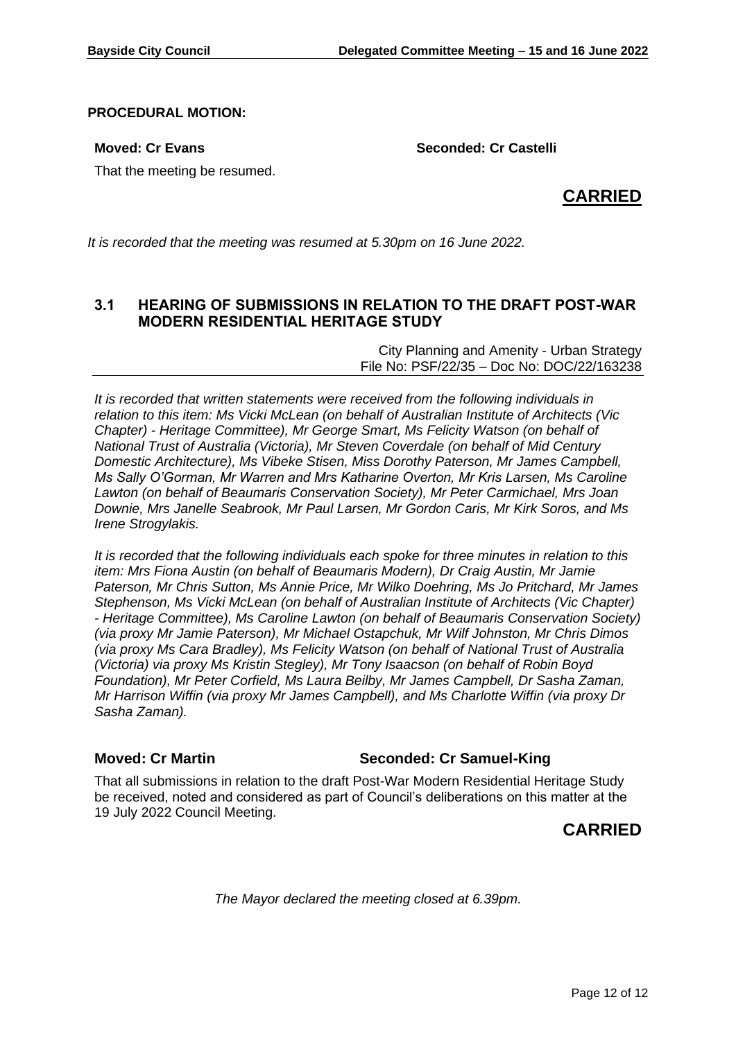**PROCEDURAL MOTION:**

**Moved: Cr Evans** **Seconded: Cr Castelli**

That the meeting be resumed.

**CARRIED**

*It is recorded that the meeting was resumed at 5.30pm on 16 June 2022.*

## 3.1 HEARING OF SUBMISSIONS IN RELATION TO THE DRAFT POST-WAR MODERN RESIDENTIAL HERITAGE STUDY

City Planning and Amenity - Urban Strategy
File No: PSF/22/35 – Doc No: DOC/22/163238

*It is recorded that written statements were received from the following individuals in relation to this item: Ms Vicki McLean (on behalf of Australian Institute of Architects (Vic Chapter) - Heritage Committee), Mr George Smart, Ms Felicity Watson (on behalf of National Trust of Australia (Victoria), Mr Steven Coverdale (on behalf of Mid Century Domestic Architecture), Ms Vibeke Stisen, Miss Dorothy Paterson, Mr James Campbell, Ms Sally O'Gorman, Mr Warren and Mrs Katharine Overton, Mr Kris Larsen, Ms Caroline Lawton (on behalf of Beaumaris Conservation Society), Mr Peter Carmichael, Mrs Joan Downie, Mrs Janelle Seabrook, Mr Paul Larsen, Mr Gordon Caris, Mr Kirk Soros, and Ms Irene Strogylakis.*

*It is recorded that the following individuals each spoke for three minutes in relation to this item: Mrs Fiona Austin (on behalf of Beaumaris Modern), Dr Craig Austin, Mr Jamie Paterson, Mr Chris Sutton, Ms Annie Price, Mr Wilko Doehring, Ms Jo Pritchard, Mr James Stephenson, Ms Vicki McLean (on behalf of Australian Institute of Architects (Vic Chapter) - Heritage Committee), Ms Caroline Lawton (on behalf of Beaumaris Conservation Society) (via proxy Mr Jamie Paterson), Mr Michael Ostapchuk, Mr Wilf Johnston, Mr Chris Dimos (via proxy Ms Cara Bradley), Ms Felicity Watson (on behalf of National Trust of Australia (Victoria) via proxy Ms Kristin Stegley), Mr Tony Isaacson (on behalf of Robin Boyd Foundation), Mr Peter Corfield, Ms Laura Beilby, Mr James Campbell, Dr Sasha Zaman, Mr Harrison Wiffin (via proxy Mr James Campbell), and Ms Charlotte Wiffin (via proxy Dr Sasha Zaman).*

**Moved: Cr Martin** **Seconded: Cr Samuel-King**

That all submissions in relation to the draft Post-War Modern Residential Heritage Study be received, noted and considered as part of Council's deliberations on this matter at the 19 July 2022 Council Meeting.

**CARRIED**

*The Mayor declared the meeting closed at 6.39pm.*